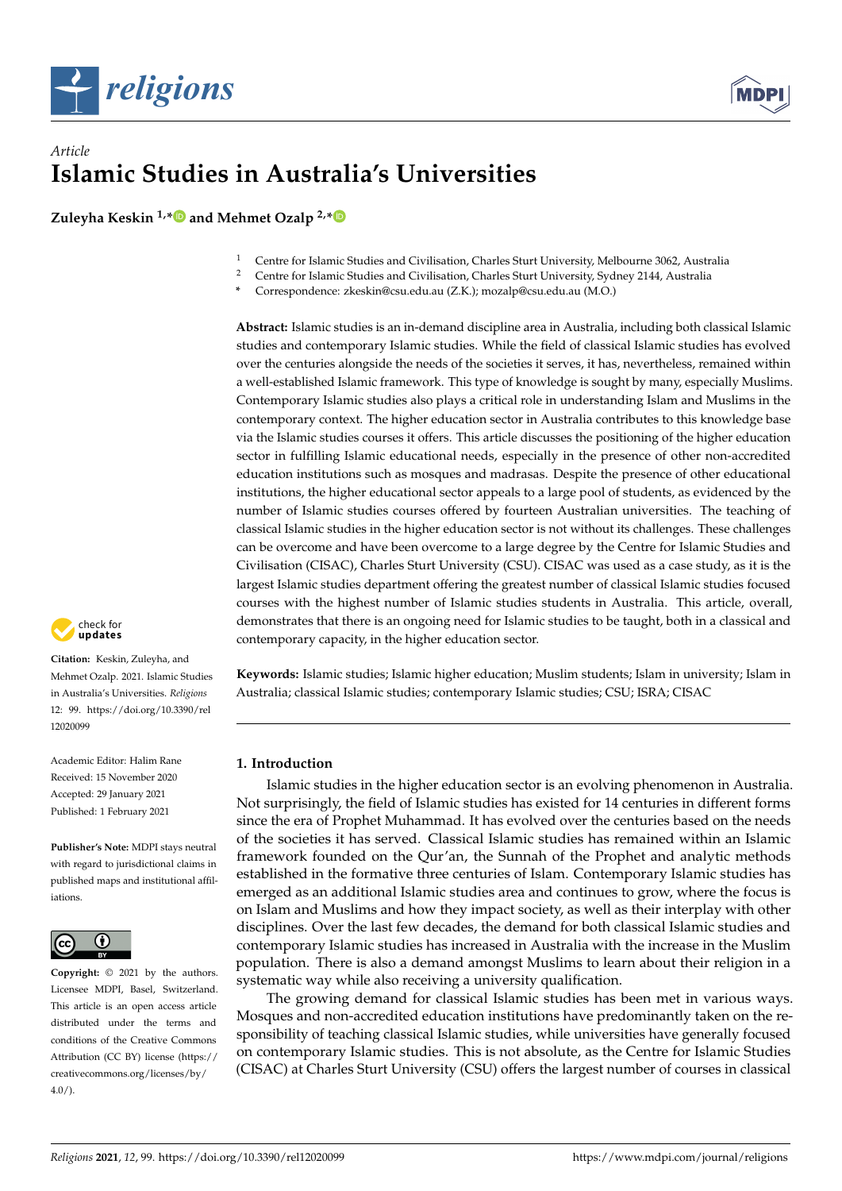*Article*

# Islamic Studies in Australia's Universities

**Zuleyha Keskin [1,*] and Mehmet Ozalp [2,*]**

[1] Centre for Islamic Studies and Civilisation, Charles Sturt University, Melbourne 3062, Australia
[2] Centre for Islamic Studies and Civilisation, Charles Sturt University, Sydney 2144, Australia
* Correspondence: zkeskin@csu.edu.au (Z.K.); mozalp@csu.edu.au (M.O.)

**Abstract:** Islamic studies is an in-demand discipline area in Australia, including both classical Islamic studies and contemporary Islamic studies. While the field of classical Islamic studies has evolved over the centuries alongside the needs of the societies it serves, it has, nevertheless, remained within a well-established Islamic framework. This type of knowledge is sought by many, especially Muslims. Contemporary Islamic studies also plays a critical role in understanding Islam and Muslims in the contemporary context. The higher education sector in Australia contributes to this knowledge base via the Islamic studies courses it offers. This article discusses the positioning of the higher education sector in fulfilling Islamic educational needs, especially in the presence of other non-accredited education institutions such as mosques and madrasas. Despite the presence of other educational institutions, the higher educational sector appeals to a large pool of students, as evidenced by the number of Islamic studies courses offered by fourteen Australian universities. The teaching of classical Islamic studies in the higher education sector is not without its challenges. These challenges can be overcome and have been overcome to a large degree by the Centre for Islamic Studies and Civilisation (CISAC), Charles Sturt University (CSU). CISAC was used as a case study, as it is the largest Islamic studies department offering the greatest number of classical Islamic studies focused courses with the highest number of Islamic studies students in Australia. This article, overall, demonstrates that there is an ongoing need for Islamic studies to be taught, both in a classical and contemporary capacity, in the higher education sector.

**Keywords:** Islamic studies; Islamic higher education; Muslim students; Islam in university; Islam in Australia; classical Islamic studies; contemporary Islamic studies; CSU; ISRA; CISAC

**Citation:** Keskin, Zuleyha, and Mehmet Ozalp. 2021. Islamic Studies in Australia's Universities. *Religions* 12: 99. https://doi.org/10.3390/rel12020099

Academic Editor: Halim Rane

Received: 15 November 2020
Accepted: 29 January 2021
Published: 1 February 2021

**Publisher's Note:** MDPI stays neutral with regard to jurisdictional claims in published maps and institutional affiliations.

**Copyright:** © 2021 by the authors. Licensee MDPI, Basel, Switzerland. This article is an open access article distributed under the terms and conditions of the Creative Commons Attribution (CC BY) license (https://creativecommons.org/licenses/by/4.0/).

## 1. Introduction

Islamic studies in the higher education sector is an evolving phenomenon in Australia. Not surprisingly, the field of Islamic studies has existed for 14 centuries in different forms since the era of Prophet Muhammad. It has evolved over the centuries based on the needs of the societies it has served. Classical Islamic studies has remained within an Islamic framework founded on the Qur'an, the Sunnah of the Prophet and analytic methods established in the formative three centuries of Islam. Contemporary Islamic studies has emerged as an additional Islamic studies area and continues to grow, where the focus is on Islam and Muslims and how they impact society, as well as their interplay with other disciplines. Over the last few decades, the demand for both classical Islamic studies and contemporary Islamic studies has increased in Australia with the increase in the Muslim population. There is also a demand amongst Muslims to learn about their religion in a systematic way while also receiving a university qualification.

The growing demand for classical Islamic studies has been met in various ways. Mosques and non-accredited education institutions have predominantly taken on the responsibility of teaching classical Islamic studies, while universities have generally focused on contemporary Islamic studies. This is not absolute, as the Centre for Islamic Studies and Civilisation (CISAC) at Charles Sturt University (CSU) offers the largest number of courses in classical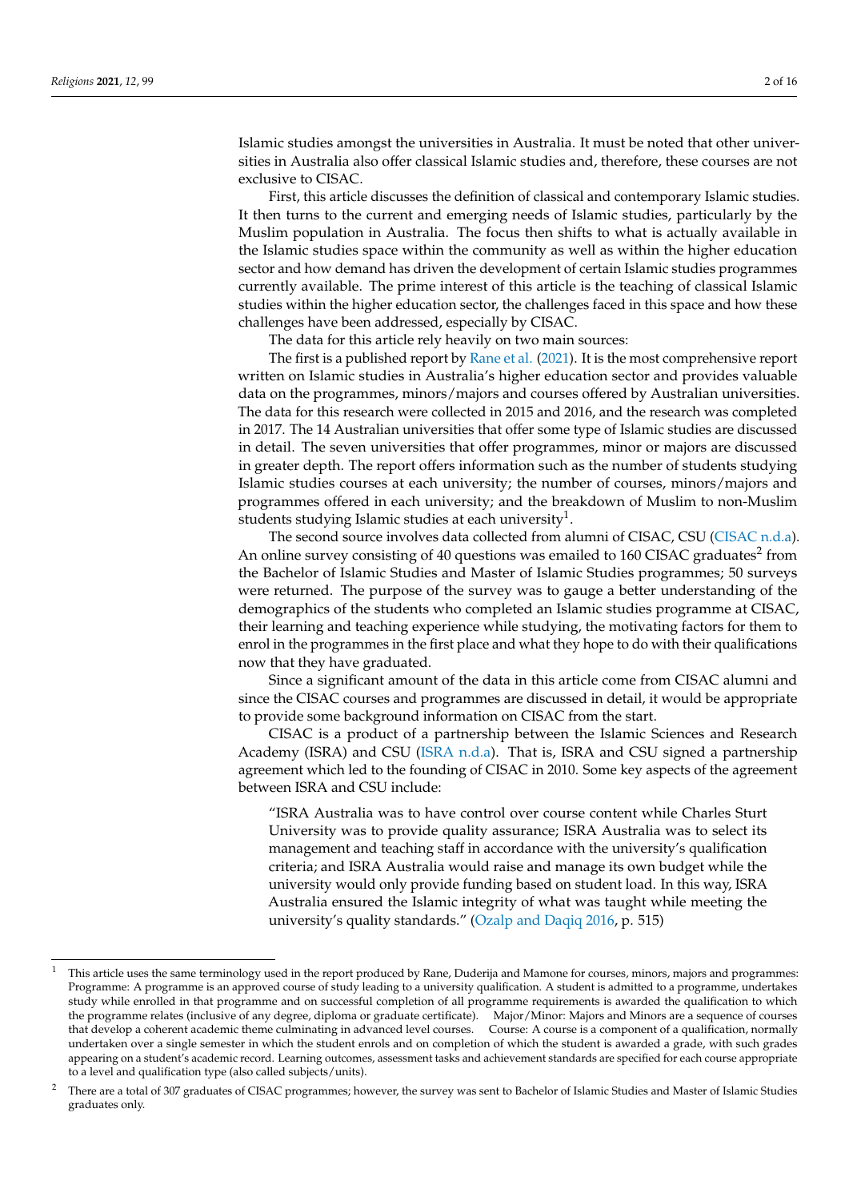Islamic studies amongst the universities in Australia. It must be noted that other universities in Australia also offer classical Islamic studies and, therefore, these courses are not exclusive to CISAC.

First, this article discusses the definition of classical and contemporary Islamic studies. It then turns to the current and emerging needs of Islamic studies, particularly by the Muslim population in Australia. The focus then shifts to what is actually available in the Islamic studies space within the community as well as within the higher education sector and how demand has driven the development of certain Islamic studies programmes currently available. The prime interest of this article is the teaching of classical Islamic studies within the higher education sector, the challenges faced in this space and how these challenges have been addressed, especially by CISAC.

The data for this article rely heavily on two main sources:

The first is a published report by Rane et al. (2021). It is the most comprehensive report written on Islamic studies in Australia's higher education sector and provides valuable data on the programmes, minors/majors and courses offered by Australian universities. The data for this research were collected in 2015 and 2016, and the research was completed in 2017. The 14 Australian universities that offer some type of Islamic studies are discussed in detail. The seven universities that offer programmes, minor or majors are discussed in greater depth. The report offers information such as the number of students studying Islamic studies courses at each university; the number of courses, minors/majors and programmes offered in each university; and the breakdown of Muslim to non-Muslim students studying Islamic studies at each university[1].

The second source involves data collected from alumni of CISAC, CSU (CISAC n.d.a). An online survey consisting of 40 questions was emailed to 160 CISAC graduates[2] from the Bachelor of Islamic Studies and Master of Islamic Studies programmes; 50 surveys were returned. The purpose of the survey was to gauge a better understanding of the demographics of the students who completed an Islamic studies programme at CISAC, their learning and teaching experience while studying, the motivating factors for them to enrol in the programmes in the first place and what they hope to do with their qualifications now that they have graduated.

Since a significant amount of the data in this article come from CISAC alumni and since the CISAC courses and programmes are discussed in detail, it would be appropriate to provide some background information on CISAC from the start.

CISAC is a product of a partnership between the Islamic Sciences and Research Academy (ISRA) and CSU (ISRA n.d.a). That is, ISRA and CSU signed a partnership agreement which led to the founding of CISAC in 2010. Some key aspects of the agreement between ISRA and CSU include:

> "ISRA Australia was to have control over course content while Charles Sturt University was to provide quality assurance; ISRA Australia was to select its management and teaching staff in accordance with the university's qualification criteria; and ISRA Australia would raise and manage its own budget while the university would only provide funding based on student load. In this way, ISRA Australia ensured the Islamic integrity of what was taught while meeting the university's quality standards." (Ozalp and Daqiq 2016, p. 515)

---

[1] This article uses the same terminology used in the report produced by Rane, Duderija and Mamone for courses, minors, majors and programmes: Programme: A programme is an approved course of study leading to a university qualification. A student is admitted to a programme, undertakes study while enrolled in that programme and on successful completion of all programme requirements is awarded the qualification to which the programme relates (inclusive of any degree, diploma or graduate certificate). Major/Minor: Majors and Minors are a sequence of courses that develop a coherent academic theme culminating in advanced level courses. Course: A course is a component of a qualification, normally undertaken over a single semester in which the student enrols and on completion of which the student is awarded a grade, with such grades appearing on a student's academic record. Learning outcomes, assessment tasks and achievement standards are specified for each course appropriate to a level and qualification type (also called subjects/units).

[2] There are a total of 307 graduates of CISAC programmes; however, the survey was sent to Bachelor of Islamic Studies and Master of Islamic Studies graduates only.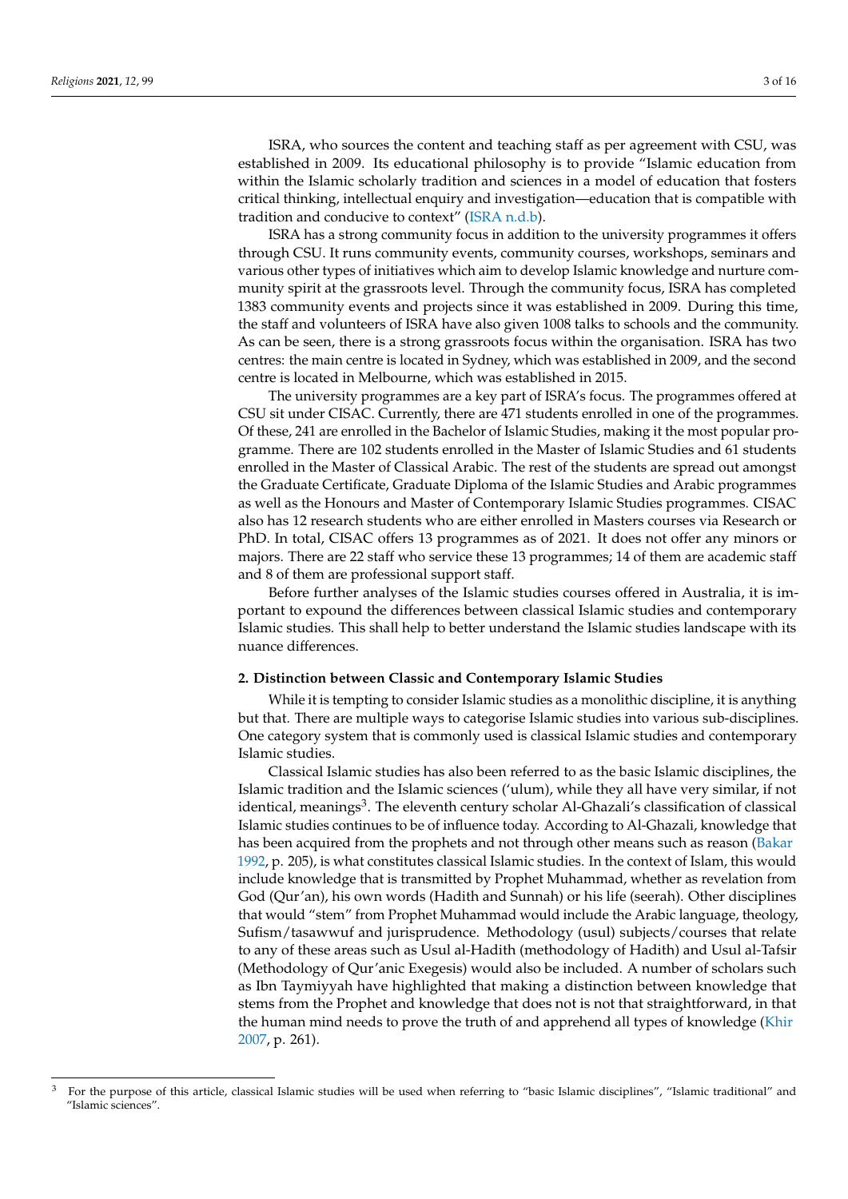ISRA, who sources the content and teaching staff as per agreement with CSU, was established in 2009. Its educational philosophy is to provide "Islamic education from within the Islamic scholarly tradition and sciences in a model of education that fosters critical thinking, intellectual enquiry and investigation—education that is compatible with tradition and conducive to context" (ISRA n.d.b).

ISRA has a strong community focus in addition to the university programmes it offers through CSU. It runs community events, community courses, workshops, seminars and various other types of initiatives which aim to develop Islamic knowledge and nurture community spirit at the grassroots level. Through the community focus, ISRA has completed 1383 community events and projects since it was established in 2009. During this time, the staff and volunteers of ISRA have also given 1008 talks to schools and the community. As can be seen, there is a strong grassroots focus within the organisation. ISRA has two centres: the main centre is located in Sydney, which was established in 2009, and the second centre is located in Melbourne, which was established in 2015.

The university programmes are a key part of ISRA's focus. The programmes offered at CSU sit under CISAC. Currently, there are 471 students enrolled in one of the programmes. Of these, 241 are enrolled in the Bachelor of Islamic Studies, making it the most popular programme. There are 102 students enrolled in the Master of Islamic Studies and 61 students enrolled in the Master of Classical Arabic. The rest of the students are spread out amongst the Graduate Certificate, Graduate Diploma of the Islamic Studies and Arabic programmes as well as the Honours and Master of Contemporary Islamic Studies programmes. CISAC also has 12 research students who are either enrolled in Masters courses via Research or PhD. In total, CISAC offers 13 programmes as of 2021. It does not offer any minors or majors. There are 22 staff who service these 13 programmes; 14 of them are academic staff and 8 of them are professional support staff.

Before further analyses of the Islamic studies courses offered in Australia, it is important to expound the differences between classical Islamic studies and contemporary Islamic studies. This shall help to better understand the Islamic studies landscape with its nuance differences.

## 2. Distinction between Classic and Contemporary Islamic Studies

While it is tempting to consider Islamic studies as a monolithic discipline, it is anything but that. There are multiple ways to categorise Islamic studies into various sub-disciplines. One category system that is commonly used is classical Islamic studies and contemporary Islamic studies.

Classical Islamic studies has also been referred to as the basic Islamic disciplines, the Islamic tradition and the Islamic sciences ('ulum), while they all have very similar, if not identical, meanings[3]. The eleventh century scholar Al-Ghazali's classification of classical Islamic studies continues to be of influence today. According to Al-Ghazali, knowledge that has been acquired from the prophets and not through other means such as reason (Bakar 1992, p. 205), is what constitutes classical Islamic studies. In the context of Islam, this would include knowledge that is transmitted by Prophet Muhammad, whether as revelation from God (Qur'an), his own words (Hadith and Sunnah) or his life (seerah). Other disciplines that would "stem" from Prophet Muhammad would include the Arabic language, theology, Sufism/tasawwuf and jurisprudence. Methodology (usul) subjects/courses that relate to any of these areas such as Usul al-Hadith (methodology of Hadith) and Usul al-Tafsir (Methodology of Qur'anic Exegesis) would also be included. A number of scholars such as Ibn Taymiyyah have highlighted that making a distinction between knowledge that stems from the Prophet and knowledge that does not is not that straightforward, in that the human mind needs to prove the truth of and apprehend all types of knowledge (Khir 2007, p. 261).

[3] For the purpose of this article, classical Islamic studies will be used when referring to "basic Islamic disciplines", "Islamic traditional" and "Islamic sciences".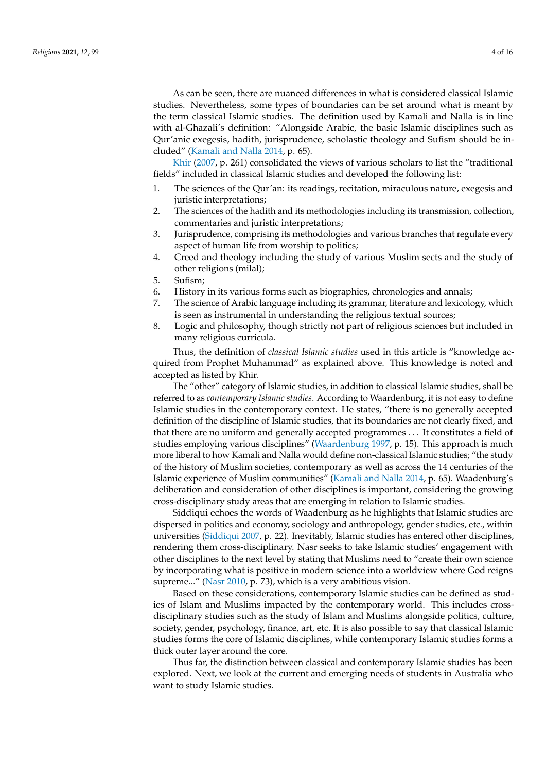As can be seen, there are nuanced differences in what is considered classical Islamic studies. Nevertheless, some types of boundaries can be set around what is meant by the term classical Islamic studies. The definition used by Kamali and Nalla is in line with al-Ghazali's definition: "Alongside Arabic, the basic Islamic disciplines such as Qur'anic exegesis, hadith, jurisprudence, scholastic theology and Sufism should be included" (Kamali and Nalla 2014, p. 65).

Khir (2007, p. 261) consolidated the views of various scholars to list the "traditional fields" included in classical Islamic studies and developed the following list:

1. The sciences of the Qur'an: its readings, recitation, miraculous nature, exegesis and juristic interpretations;
2. The sciences of the hadith and its methodologies including its transmission, collection, commentaries and juristic interpretations;
3. Jurisprudence, comprising its methodologies and various branches that regulate every aspect of human life from worship to politics;
4. Creed and theology including the study of various Muslim sects and the study of other religions (milal);
5. Sufism;
6. History in its various forms such as biographies, chronologies and annals;
7. The science of Arabic language including its grammar, literature and lexicology, which is seen as instrumental in understanding the religious textual sources;
8. Logic and philosophy, though strictly not part of religious sciences but included in many religious curricula.

Thus, the definition of *classical Islamic studies* used in this article is "knowledge acquired from Prophet Muhammad" as explained above. This knowledge is noted and accepted as listed by Khir.

The "other" category of Islamic studies, in addition to classical Islamic studies, shall be referred to as *contemporary Islamic studies*. According to Waardenburg, it is not easy to define Islamic studies in the contemporary context. He states, "there is no generally accepted definition of the discipline of Islamic studies, that its boundaries are not clearly fixed, and that there are no uniform and generally accepted programmes ... It constitutes a field of studies employing various disciplines" (Waardenburg 1997, p. 15). This approach is much more liberal to how Kamali and Nalla would define non-classical Islamic studies; "the study of the history of Muslim societies, contemporary as well as across the 14 centuries of the Islamic experience of Muslim communities" (Kamali and Nalla 2014, p. 65). Waadenburg's deliberation and consideration of other disciplines is important, considering the growing cross-disciplinary study areas that are emerging in relation to Islamic studies.

Siddiqui echoes the words of Waadenburg as he highlights that Islamic studies are dispersed in politics and economy, sociology and anthropology, gender studies, etc., within universities (Siddiqui 2007, p. 22). Inevitably, Islamic studies has entered other disciplines, rendering them cross-disciplinary. Nasr seeks to take Islamic studies' engagement with other disciplines to the next level by stating that Muslims need to "create their own science by incorporating what is positive in modern science into a worldview where God reigns supreme..." (Nasr 2010, p. 73), which is a very ambitious vision.

Based on these considerations, contemporary Islamic studies can be defined as studies of Islam and Muslims impacted by the contemporary world. This includes cross-disciplinary studies such as the study of Islam and Muslims alongside politics, culture, society, gender, psychology, finance, art, etc. It is also possible to say that classical Islamic studies forms the core of Islamic disciplines, while contemporary Islamic studies forms a thick outer layer around the core.

Thus far, the distinction between classical and contemporary Islamic studies has been explored. Next, we look at the current and emerging needs of students in Australia who want to study Islamic studies.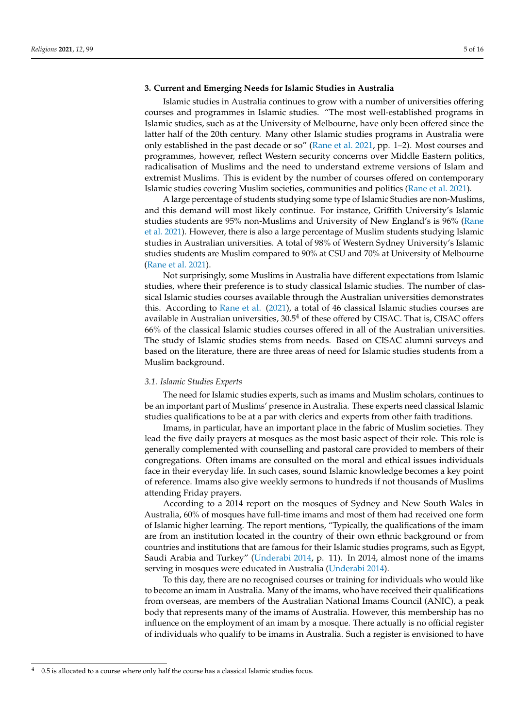## 3. Current and Emerging Needs for Islamic Studies in Australia

Islamic studies in Australia continues to grow with a number of universities offering courses and programmes in Islamic studies. "The most well-established programs in Islamic studies, such as at the University of Melbourne, have only been offered since the latter half of the 20th century. Many other Islamic studies programs in Australia were only established in the past decade or so" (Rane et al. 2021, pp. 1–2). Most courses and programmes, however, reflect Western security concerns over Middle Eastern politics, radicalisation of Muslims and the need to understand extreme versions of Islam and extremist Muslims. This is evident by the number of courses offered on contemporary Islamic studies covering Muslim societies, communities and politics (Rane et al. 2021).

A large percentage of students studying some type of Islamic Studies are non-Muslims, and this demand will most likely continue. For instance, Griffith University's Islamic studies students are 95% non-Muslims and University of New England's is 96% (Rane et al. 2021). However, there is also a large percentage of Muslim students studying Islamic studies in Australian universities. A total of 98% of Western Sydney University's Islamic studies students are Muslim compared to 90% at CSU and 70% at University of Melbourne (Rane et al. 2021).

Not surprisingly, some Muslims in Australia have different expectations from Islamic studies, where their preference is to study classical Islamic studies. The number of classical Islamic studies courses available through the Australian universities demonstrates this. According to Rane et al. (2021), a total of 46 classical Islamic studies courses are available in Australian universities, 30.5[4] of these offered by CISAC. That is, CISAC offers 66% of the classical Islamic studies courses offered in all of the Australian universities. The study of Islamic studies stems from needs. Based on CISAC alumni surveys and based on the literature, there are three areas of need for Islamic studies students from a Muslim background.

### 3.1. Islamic Studies Experts

The need for Islamic studies experts, such as imams and Muslim scholars, continues to be an important part of Muslims' presence in Australia. These experts need classical Islamic studies qualifications to be at a par with clerics and experts from other faith traditions.

Imams, in particular, have an important place in the fabric of Muslim societies. They lead the five daily prayers at mosques as the most basic aspect of their role. This role is generally complemented with counselling and pastoral care provided to members of their congregations. Often imams are consulted on the moral and ethical issues individuals face in their everyday life. In such cases, sound Islamic knowledge becomes a key point of reference. Imams also give weekly sermons to hundreds if not thousands of Muslims attending Friday prayers.

According to a 2014 report on the mosques of Sydney and New South Wales in Australia, 60% of mosques have full-time imams and most of them had received one form of Islamic higher learning. The report mentions, "Typically, the qualifications of the imam are from an institution located in the country of their own ethnic background or from countries and institutions that are famous for their Islamic studies programs, such as Egypt, Saudi Arabia and Turkey" (Underabi 2014, p. 11). In 2014, almost none of the imams serving in mosques were educated in Australia (Underabi 2014).

To this day, there are no recognised courses or training for individuals who would like to become an imam in Australia. Many of the imams, who have received their qualifications from overseas, are members of the Australian National Imams Council (ANIC), a peak body that represents many of the imams of Australia. However, this membership has no influence on the employment of an imam by a mosque. There actually is no official register of individuals who qualify to be imams in Australia. Such a register is envisioned to have

[4] 0.5 is allocated to a course where only half the course has a classical Islamic studies focus.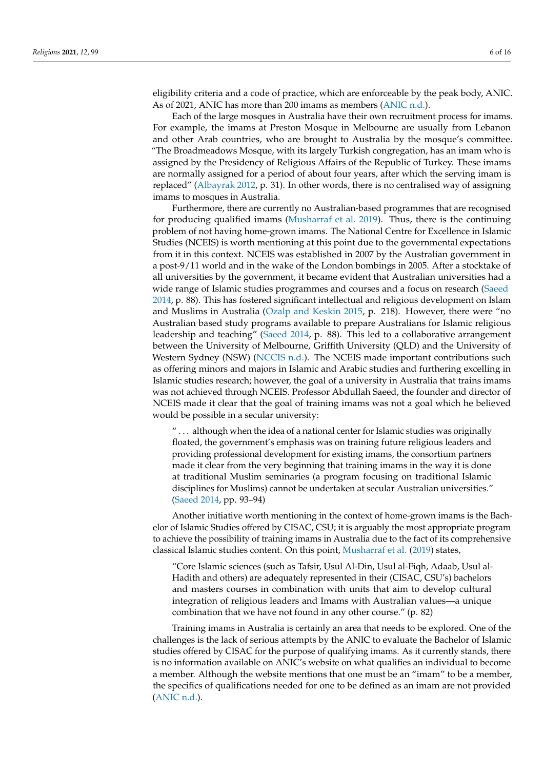eligibility criteria and a code of practice, which are enforceable by the peak body, ANIC. As of 2021, ANIC has more than 200 imams as members (ANIC n.d.).

Each of the large mosques in Australia have their own recruitment process for imams. For example, the imams at Preston Mosque in Melbourne are usually from Lebanon and other Arab countries, who are brought to Australia by the mosque's committee. "The Broadmeadows Mosque, with its largely Turkish congregation, has an imam who is assigned by the Presidency of Religious Affairs of the Republic of Turkey. These imams are normally assigned for a period of about four years, after which the serving imam is replaced" (Albayrak 2012, p. 31). In other words, there is no centralised way of assigning imams to mosques in Australia.

Furthermore, there are currently no Australian-based programmes that are recognised for producing qualified imams (Musharraf et al. 2019). Thus, there is the continuing problem of not having home-grown imams. The National Centre for Excellence in Islamic Studies (NCEIS) is worth mentioning at this point due to the governmental expectations from it in this context. NCEIS was established in 2007 by the Australian government in a post-9/11 world and in the wake of the London bombings in 2005. After a stocktake of all universities by the government, it became evident that Australian universities had a wide range of Islamic studies programmes and courses and a focus on research (Saeed 2014, p. 88). This has fostered significant intellectual and religious development on Islam and Muslims in Australia (Ozalp and Keskin 2015, p. 218). However, there were "no Australian based study programs available to prepare Australians for Islamic religious leadership and teaching" (Saeed 2014, p. 88). This led to a collaborative arrangement between the University of Melbourne, Griffith University (QLD) and the University of Western Sydney (NSW) (NCCIS n.d.). The NCEIS made important contributions such as offering minors and majors in Islamic and Arabic studies and furthering excelling in Islamic studies research; however, the goal of a university in Australia that trains imams was not achieved through NCEIS. Professor Abdullah Saeed, the founder and director of NCEIS made it clear that the goal of training imams was not a goal which he believed would be possible in a secular university:

> " . . . although when the idea of a national center for Islamic studies was originally floated, the government's emphasis was on training future religious leaders and providing professional development for existing imams, the consortium partners made it clear from the very beginning that training imams in the way it is done at traditional Muslim seminaries (a program focusing on traditional Islamic disciplines for Muslims) cannot be undertaken at secular Australian universities." (Saeed 2014, pp. 93–94)

Another initiative worth mentioning in the context of home-grown imams is the Bachelor of Islamic Studies offered by CISAC, CSU; it is arguably the most appropriate program to achieve the possibility of training imams in Australia due to the fact of its comprehensive classical Islamic studies content. On this point, Musharraf et al. (2019) states,

> "Core Islamic sciences (such as Tafsir, Usul Al-Din, Usul al-Fiqh, Adaab, Usul al-Hadith and others) are adequately represented in their (CISAC, CSU's) bachelors and masters courses in combination with units that aim to develop cultural integration of religious leaders and Imams with Australian values—a unique combination that we have not found in any other course." (p. 82)

Training imams in Australia is certainly an area that needs to be explored. One of the challenges is the lack of serious attempts by the ANIC to evaluate the Bachelor of Islamic studies offered by CISAC for the purpose of qualifying imams. As it currently stands, there is no information available on ANIC's website on what qualifies an individual to become a member. Although the website mentions that one must be an "imam" to be a member, the specifics of qualifications needed for one to be defined as an imam are not provided (ANIC n.d.).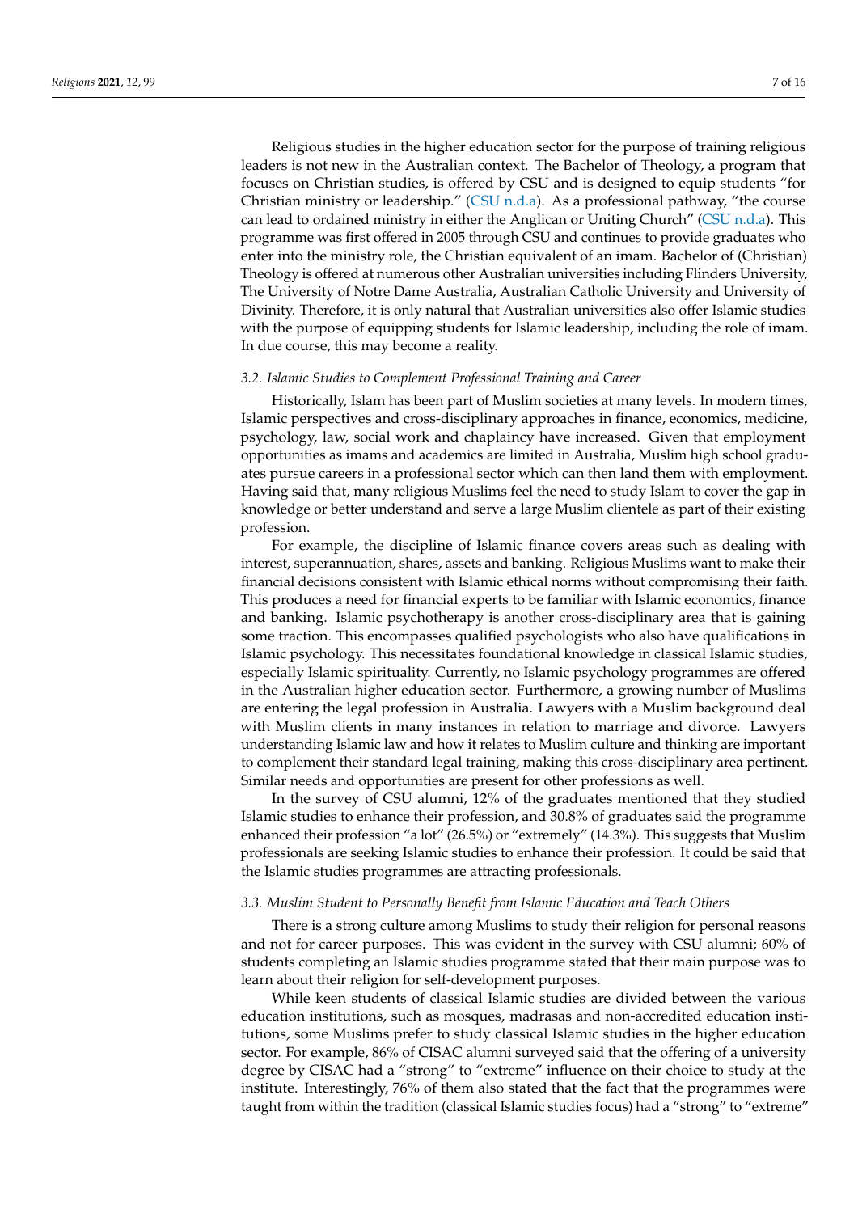Religious studies in the higher education sector for the purpose of training religious leaders is not new in the Australian context. The Bachelor of Theology, a program that focuses on Christian studies, is offered by CSU and is designed to equip students "for Christian ministry or leadership." (CSU n.d.a). As a professional pathway, "the course can lead to ordained ministry in either the Anglican or Uniting Church" (CSU n.d.a). This programme was first offered in 2005 through CSU and continues to provide graduates who enter into the ministry role, the Christian equivalent of an imam. Bachelor of (Christian) Theology is offered at numerous other Australian universities including Flinders University, The University of Notre Dame Australia, Australian Catholic University and University of Divinity. Therefore, it is only natural that Australian universities also offer Islamic studies with the purpose of equipping students for Islamic leadership, including the role of imam. In due course, this may become a reality.

### *3.2. Islamic Studies to Complement Professional Training and Career*

Historically, Islam has been part of Muslim societies at many levels. In modern times, Islamic perspectives and cross-disciplinary approaches in finance, economics, medicine, psychology, law, social work and chaplaincy have increased. Given that employment opportunities as imams and academics are limited in Australia, Muslim high school graduates pursue careers in a professional sector which can then land them with employment. Having said that, many religious Muslims feel the need to study Islam to cover the gap in knowledge or better understand and serve a large Muslim clientele as part of their existing profession.

For example, the discipline of Islamic finance covers areas such as dealing with interest, superannuation, shares, assets and banking. Religious Muslims want to make their financial decisions consistent with Islamic ethical norms without compromising their faith. This produces a need for financial experts to be familiar with Islamic economics, finance and banking. Islamic psychotherapy is another cross-disciplinary area that is gaining some traction. This encompasses qualified psychologists who also have qualifications in Islamic psychology. This necessitates foundational knowledge in classical Islamic studies, especially Islamic spirituality. Currently, no Islamic psychology programmes are offered in the Australian higher education sector. Furthermore, a growing number of Muslims are entering the legal profession in Australia. Lawyers with a Muslim background deal with Muslim clients in many instances in relation to marriage and divorce. Lawyers understanding Islamic law and how it relates to Muslim culture and thinking are important to complement their standard legal training, making this cross-disciplinary area pertinent. Similar needs and opportunities are present for other professions as well.

In the survey of CSU alumni, 12% of the graduates mentioned that they studied Islamic studies to enhance their profession, and 30.8% of graduates said the programme enhanced their profession "a lot" (26.5%) or "extremely" (14.3%). This suggests that Muslim professionals are seeking Islamic studies to enhance their profession. It could be said that the Islamic studies programmes are attracting professionals.

### *3.3. Muslim Student to Personally Benefit from Islamic Education and Teach Others*

There is a strong culture among Muslims to study their religion for personal reasons and not for career purposes. This was evident in the survey with CSU alumni; 60% of students completing an Islamic studies programme stated that their main purpose was to learn about their religion for self-development purposes.

While keen students of classical Islamic studies are divided between the various education institutions, such as mosques, madrasas and non-accredited education institutions, some Muslims prefer to study classical Islamic studies in the higher education sector. For example, 86% of CISAC alumni surveyed said that the offering of a university degree by CISAC had a "strong" to "extreme" influence on their choice to study at the institute. Interestingly, 76% of them also stated that the fact that the programmes were taught from within the tradition (classical Islamic studies focus) had a "strong" to "extreme"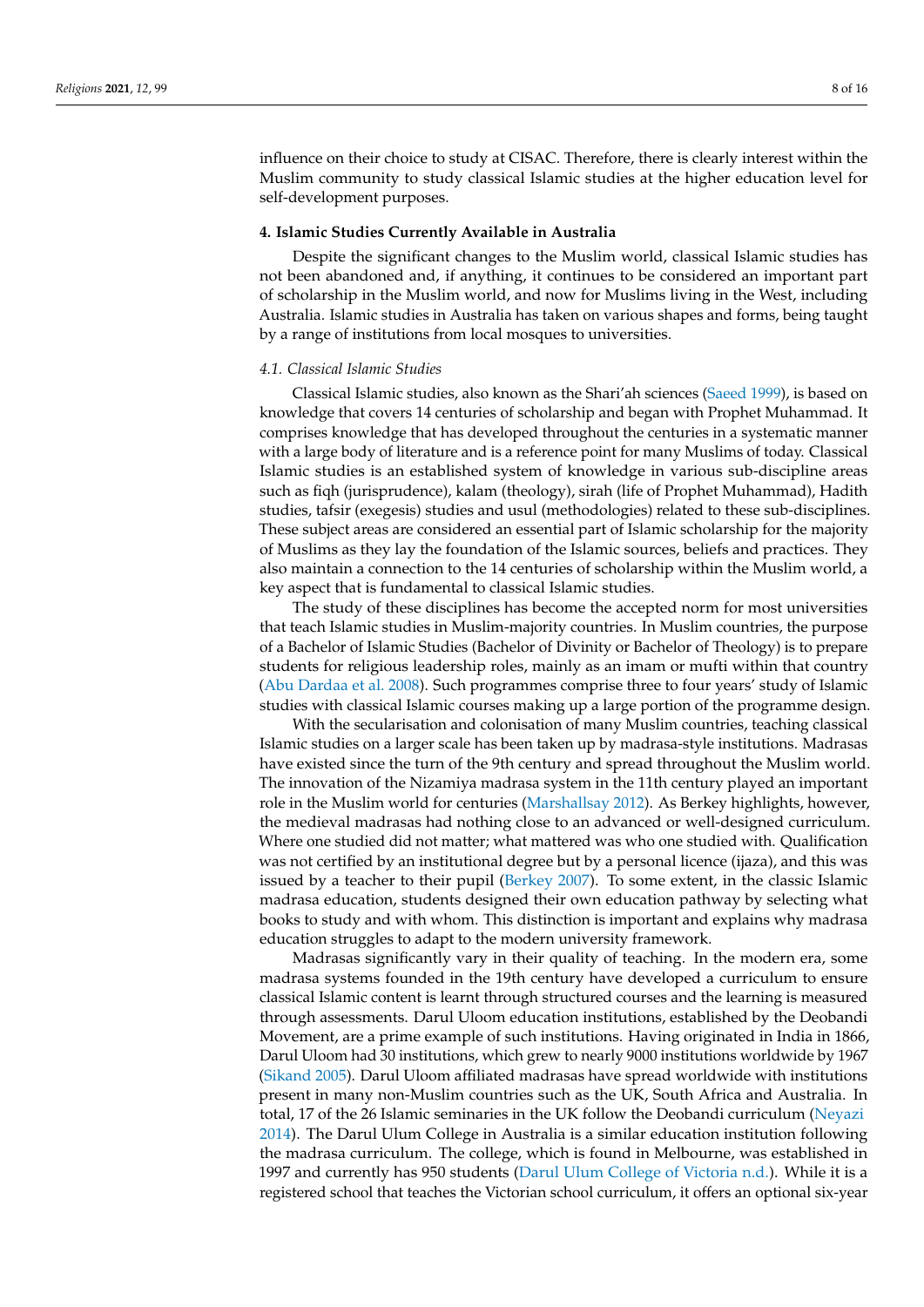influence on their choice to study at CISAC. Therefore, there is clearly interest within the Muslim community to study classical Islamic studies at the higher education level for self-development purposes.

## 4. Islamic Studies Currently Available in Australia

Despite the significant changes to the Muslim world, classical Islamic studies has not been abandoned and, if anything, it continues to be considered an important part of scholarship in the Muslim world, and now for Muslims living in the West, including Australia. Islamic studies in Australia has taken on various shapes and forms, being taught by a range of institutions from local mosques to universities.

### *4.1. Classical Islamic Studies*

Classical Islamic studies, also known as the Shari'ah sciences (Saeed 1999), is based on knowledge that covers 14 centuries of scholarship and began with Prophet Muhammad. It comprises knowledge that has developed throughout the centuries in a systematic manner with a large body of literature and is a reference point for many Muslims of today. Classical Islamic studies is an established system of knowledge in various sub-discipline areas such as fiqh (jurisprudence), kalam (theology), sirah (life of Prophet Muhammad), Hadith studies, tafsir (exegesis) studies and usul (methodologies) related to these sub-disciplines. These subject areas are considered an essential part of Islamic scholarship for the majority of Muslims as they lay the foundation of the Islamic sources, beliefs and practices. They also maintain a connection to the 14 centuries of scholarship within the Muslim world, a key aspect that is fundamental to classical Islamic studies.

The study of these disciplines has become the accepted norm for most universities that teach Islamic studies in Muslim-majority countries. In Muslim countries, the purpose of a Bachelor of Islamic Studies (Bachelor of Divinity or Bachelor of Theology) is to prepare students for religious leadership roles, mainly as an imam or mufti within that country (Abu Dardaa et al. 2008). Such programmes comprise three to four years' study of Islamic studies with classical Islamic courses making up a large portion of the programme design.

With the secularisation and colonisation of many Muslim countries, teaching classical Islamic studies on a larger scale has been taken up by madrasa-style institutions. Madrasas have existed since the turn of the 9th century and spread throughout the Muslim world. The innovation of the Nizamiya madrasa system in the 11th century played an important role in the Muslim world for centuries (Marshallsay 2012). As Berkey highlights, however, the medieval madrasas had nothing close to an advanced or well-designed curriculum. Where one studied did not matter; what mattered was who one studied with. Qualification was not certified by an institutional degree but by a personal licence (ijaza), and this was issued by a teacher to their pupil (Berkey 2007). To some extent, in the classic Islamic madrasa education, students designed their own education pathway by selecting what books to study and with whom. This distinction is important and explains why madrasa education struggles to adapt to the modern university framework.

Madrasas significantly vary in their quality of teaching. In the modern era, some madrasa systems founded in the 19th century have developed a curriculum to ensure classical Islamic content is learnt through structured courses and the learning is measured through assessments. Darul Uloom education institutions, established by the Deobandi Movement, are a prime example of such institutions. Having originated in India in 1866, Darul Uloom had 30 institutions, which grew to nearly 9000 institutions worldwide by 1967 (Sikand 2005). Darul Uloom affiliated madrasas have spread worldwide with institutions present in many non-Muslim countries such as the UK, South Africa and Australia. In total, 17 of the 26 Islamic seminaries in the UK follow the Deobandi curriculum (Neyazi 2014). The Darul Ulum College in Australia is a similar education institution following the madrasa curriculum. The college, which is found in Melbourne, was established in 1997 and currently has 950 students (Darul Ulum College of Victoria n.d.). While it is a registered school that teaches the Victorian school curriculum, it offers an optional six-year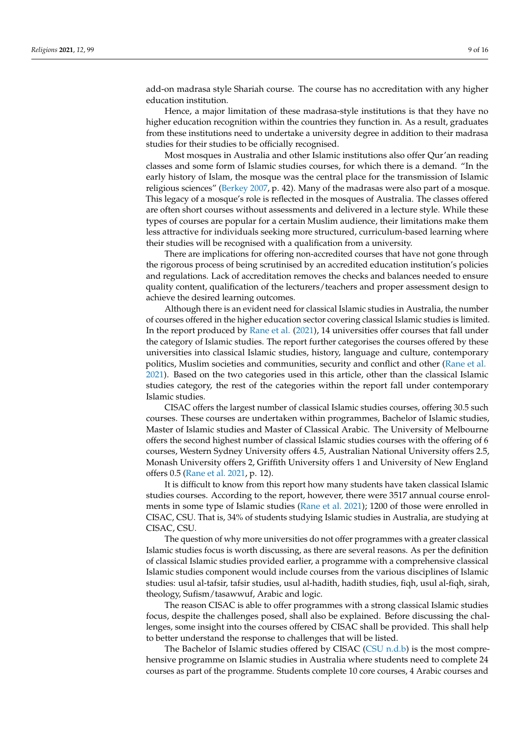add-on madrasa style Shariah course. The course has no accreditation with any higher education institution.

Hence, a major limitation of these madrasa-style institutions is that they have no higher education recognition within the countries they function in. As a result, graduates from these institutions need to undertake a university degree in addition to their madrasa studies for their studies to be officially recognised.

Most mosques in Australia and other Islamic institutions also offer Qur'an reading classes and some form of Islamic studies courses, for which there is a demand. "In the early history of Islam, the mosque was the central place for the transmission of Islamic religious sciences" (Berkey 2007, p. 42). Many of the madrasas were also part of a mosque. This legacy of a mosque's role is reflected in the mosques of Australia. The classes offered are often short courses without assessments and delivered in a lecture style. While these types of courses are popular for a certain Muslim audience, their limitations make them less attractive for individuals seeking more structured, curriculum-based learning where their studies will be recognised with a qualification from a university.

There are implications for offering non-accredited courses that have not gone through the rigorous process of being scrutinised by an accredited education institution's policies and regulations. Lack of accreditation removes the checks and balances needed to ensure quality content, qualification of the lecturers/teachers and proper assessment design to achieve the desired learning outcomes.

Although there is an evident need for classical Islamic studies in Australia, the number of courses offered in the higher education sector covering classical Islamic studies is limited. In the report produced by Rane et al. (2021), 14 universities offer courses that fall under the category of Islamic studies. The report further categorises the courses offered by these universities into classical Islamic studies, history, language and culture, contemporary politics, Muslim societies and communities, security and conflict and other (Rane et al. 2021). Based on the two categories used in this article, other than the classical Islamic studies category, the rest of the categories within the report fall under contemporary Islamic studies.

CISAC offers the largest number of classical Islamic studies courses, offering 30.5 such courses. These courses are undertaken within programmes, Bachelor of Islamic studies, Master of Islamic studies and Master of Classical Arabic. The University of Melbourne offers the second highest number of classical Islamic studies courses with the offering of 6 courses, Western Sydney University offers 4.5, Australian National University offers 2.5, Monash University offers 2, Griffith University offers 1 and University of New England offers 0.5 (Rane et al. 2021, p. 12).

It is difficult to know from this report how many students have taken classical Islamic studies courses. According to the report, however, there were 3517 annual course enrolments in some type of Islamic studies (Rane et al. 2021); 1200 of those were enrolled in CISAC, CSU. That is, 34% of students studying Islamic studies in Australia, are studying at CISAC, CSU.

The question of why more universities do not offer programmes with a greater classical Islamic studies focus is worth discussing, as there are several reasons. As per the definition of classical Islamic studies provided earlier, a programme with a comprehensive classical Islamic studies component would include courses from the various disciplines of Islamic studies: usul al-tafsir, tafsir studies, usul al-hadith, hadith studies, fiqh, usul al-fiqh, sirah, theology, Sufism/tasawwuf, Arabic and logic.

The reason CISAC is able to offer programmes with a strong classical Islamic studies focus, despite the challenges posed, shall also be explained. Before discussing the challenges, some insight into the courses offered by CISAC shall be provided. This shall help to better understand the response to challenges that will be listed.

The Bachelor of Islamic studies offered by CISAC (CSU n.d.b) is the most comprehensive programme on Islamic studies in Australia where students need to complete 24 courses as part of the programme. Students complete 10 core courses, 4 Arabic courses and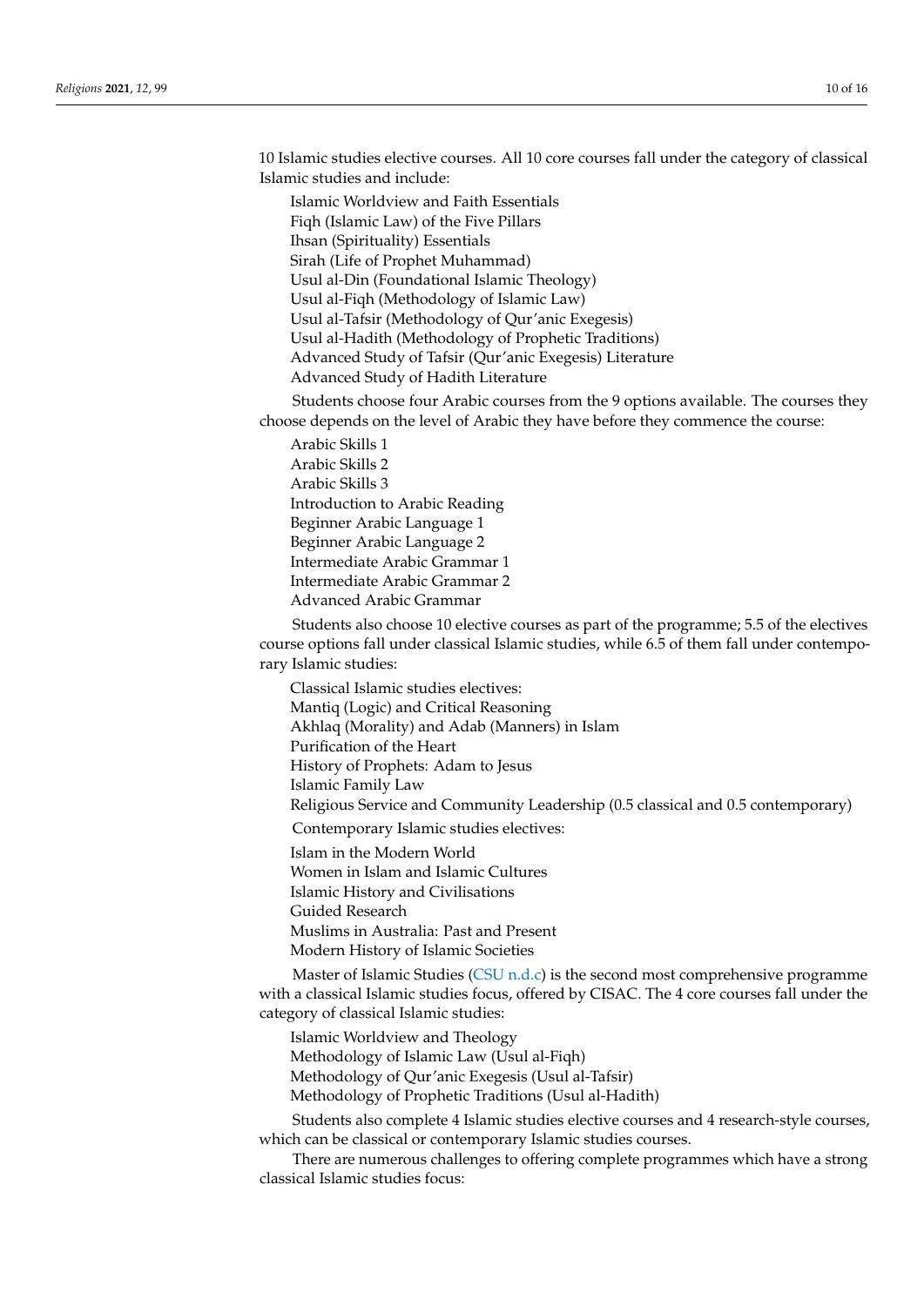10 Islamic studies elective courses. All 10 core courses fall under the category of classical Islamic studies and include:

Islamic Worldview and Faith Essentials
Fiqh (Islamic Law) of the Five Pillars
Ihsan (Spirituality) Essentials
Sirah (Life of Prophet Muhammad)
Usul al-Din (Foundational Islamic Theology)
Usul al-Fiqh (Methodology of Islamic Law)
Usul al-Tafsir (Methodology of Qur'anic Exegesis)
Usul al-Hadith (Methodology of Prophetic Traditions)
Advanced Study of Tafsir (Qur'anic Exegesis) Literature
Advanced Study of Hadith Literature

Students choose four Arabic courses from the 9 options available. The courses they choose depends on the level of Arabic they have before they commence the course:

Arabic Skills 1
Arabic Skills 2
Arabic Skills 3
Introduction to Arabic Reading
Beginner Arabic Language 1
Beginner Arabic Language 2
Intermediate Arabic Grammar 1
Intermediate Arabic Grammar 2
Advanced Arabic Grammar

Students also choose 10 elective courses as part of the programme; 5.5 of the electives course options fall under classical Islamic studies, while 6.5 of them fall under contemporary Islamic studies:

Classical Islamic studies electives:
Mantiq (Logic) and Critical Reasoning
Akhlaq (Morality) and Adab (Manners) in Islam
Purification of the Heart
History of Prophets: Adam to Jesus
Islamic Family Law
Religious Service and Community Leadership (0.5 classical and 0.5 contemporary)

Contemporary Islamic studies electives:
Islam in the Modern World
Women in Islam and Islamic Cultures
Islamic History and Civilisations
Guided Research
Muslims in Australia: Past and Present
Modern History of Islamic Societies

Master of Islamic Studies (CSU n.d.c) is the second most comprehensive programme with a classical Islamic studies focus, offered by CISAC. The 4 core courses fall under the category of classical Islamic studies:

Islamic Worldview and Theology
Methodology of Islamic Law (Usul al-Fiqh)
Methodology of Qur'anic Exegesis (Usul al-Tafsir)
Methodology of Prophetic Traditions (Usul al-Hadith)

Students also complete 4 Islamic studies elective courses and 4 research-style courses, which can be classical or contemporary Islamic studies courses.

There are numerous challenges to offering complete programmes which have a strong classical Islamic studies focus: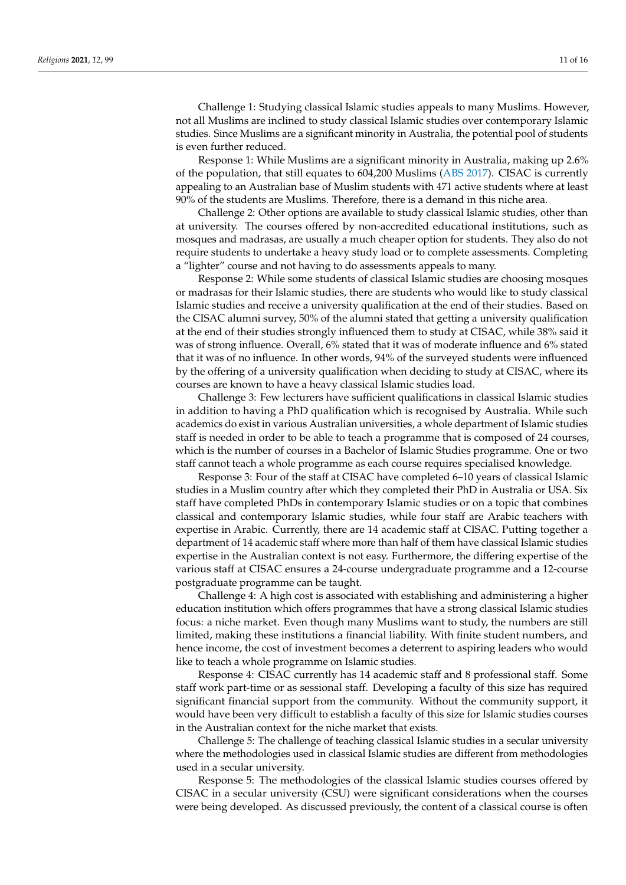Challenge 1: Studying classical Islamic studies appeals to many Muslims. However, not all Muslims are inclined to study classical Islamic studies over contemporary Islamic studies. Since Muslims are a significant minority in Australia, the potential pool of students is even further reduced.

Response 1: While Muslims are a significant minority in Australia, making up 2.6% of the population, that still equates to 604,200 Muslims (ABS 2017). CISAC is currently appealing to an Australian base of Muslim students with 471 active students where at least 90% of the students are Muslims. Therefore, there is a demand in this niche area.

Challenge 2: Other options are available to study classical Islamic studies, other than at university. The courses offered by non-accredited educational institutions, such as mosques and madrasas, are usually a much cheaper option for students. They also do not require students to undertake a heavy study load or to complete assessments. Completing a "lighter" course and not having to do assessments appeals to many.

Response 2: While some students of classical Islamic studies are choosing mosques or madrasas for their Islamic studies, there are students who would like to study classical Islamic studies and receive a university qualification at the end of their studies. Based on the CISAC alumni survey, 50% of the alumni stated that getting a university qualification at the end of their studies strongly influenced them to study at CISAC, while 38% said it was of strong influence. Overall, 6% stated that it was of moderate influence and 6% stated that it was of no influence. In other words, 94% of the surveyed students were influenced by the offering of a university qualification when deciding to study at CISAC, where its courses are known to have a heavy classical Islamic studies load.

Challenge 3: Few lecturers have sufficient qualifications in classical Islamic studies in addition to having a PhD qualification which is recognised by Australia. While such academics do exist in various Australian universities, a whole department of Islamic studies staff is needed in order to be able to teach a programme that is composed of 24 courses, which is the number of courses in a Bachelor of Islamic Studies programme. One or two staff cannot teach a whole programme as each course requires specialised knowledge.

Response 3: Four of the staff at CISAC have completed 6–10 years of classical Islamic studies in a Muslim country after which they completed their PhD in Australia or USA. Six staff have completed PhDs in contemporary Islamic studies or on a topic that combines classical and contemporary Islamic studies, while four staff are Arabic teachers with expertise in Arabic. Currently, there are 14 academic staff at CISAC. Putting together a department of 14 academic staff where more than half of them have classical Islamic studies expertise in the Australian context is not easy. Furthermore, the differing expertise of the various staff at CISAC ensures a 24-course undergraduate programme and a 12-course postgraduate programme can be taught.

Challenge 4: A high cost is associated with establishing and administering a higher education institution which offers programmes that have a strong classical Islamic studies focus: a niche market. Even though many Muslims want to study, the numbers are still limited, making these institutions a financial liability. With finite student numbers, and hence income, the cost of investment becomes a deterrent to aspiring leaders who would like to teach a whole programme on Islamic studies.

Response 4: CISAC currently has 14 academic staff and 8 professional staff. Some staff work part-time or as sessional staff. Developing a faculty of this size has required significant financial support from the community. Without the community support, it would have been very difficult to establish a faculty of this size for Islamic studies courses in the Australian context for the niche market that exists.

Challenge 5: The challenge of teaching classical Islamic studies in a secular university where the methodologies used in classical Islamic studies are different from methodologies used in a secular university.

Response 5: The methodologies of the classical Islamic studies courses offered by CISAC in a secular university (CSU) were significant considerations when the courses were being developed. As discussed previously, the content of a classical course is often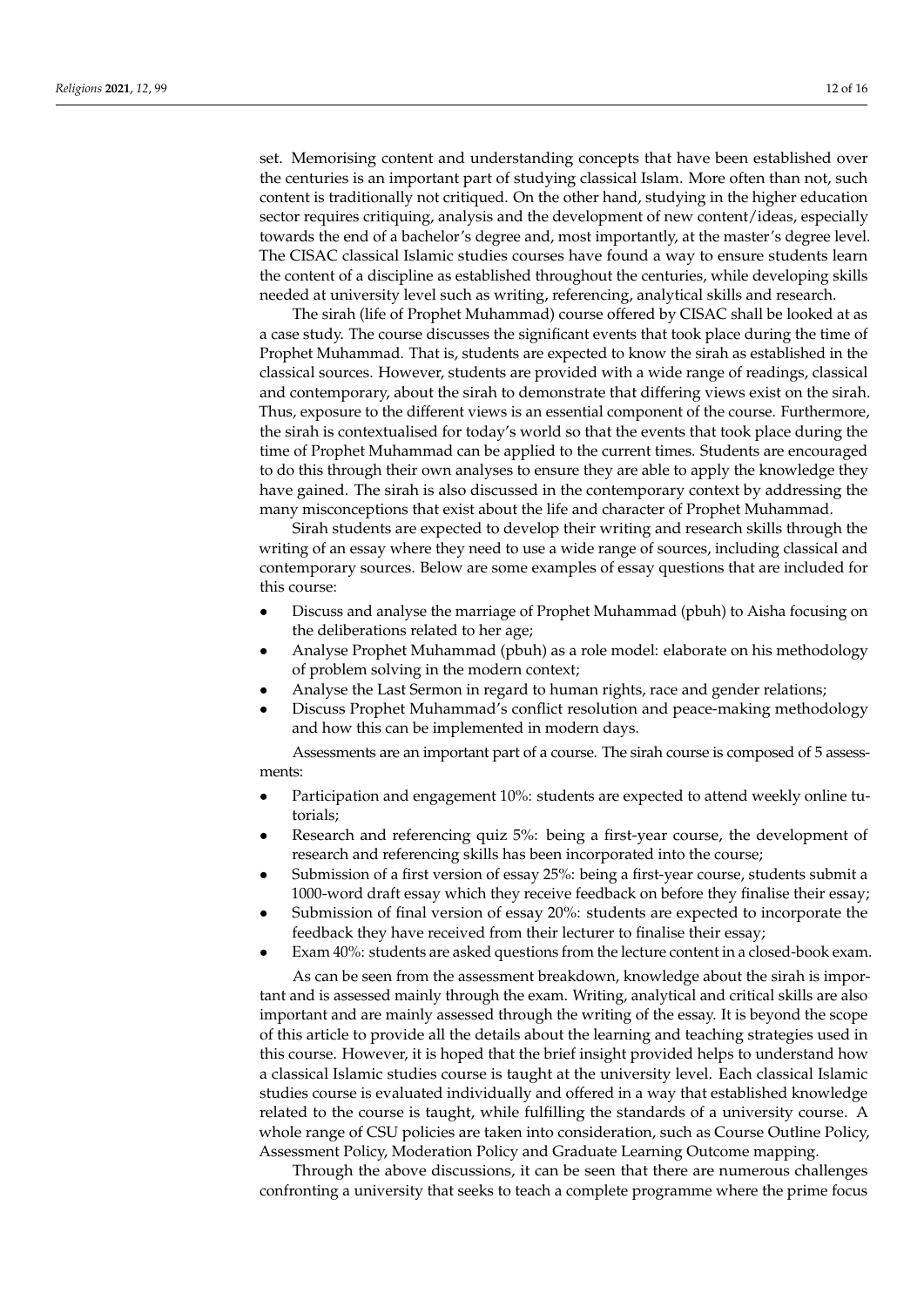set. Memorising content and understanding concepts that have been established over the centuries is an important part of studying classical Islam. More often than not, such content is traditionally not critiqued. On the other hand, studying in the higher education sector requires critiquing, analysis and the development of new content/ideas, especially towards the end of a bachelor's degree and, most importantly, at the master's degree level. The CISAC classical Islamic studies courses have found a way to ensure students learn the content of a discipline as established throughout the centuries, while developing skills needed at university level such as writing, referencing, analytical skills and research.

The sirah (life of Prophet Muhammad) course offered by CISAC shall be looked at as a case study. The course discusses the significant events that took place during the time of Prophet Muhammad. That is, students are expected to know the sirah as established in the classical sources. However, students are provided with a wide range of readings, classical and contemporary, about the sirah to demonstrate that differing views exist on the sirah. Thus, exposure to the different views is an essential component of the course. Furthermore, the sirah is contextualised for today's world so that the events that took place during the time of Prophet Muhammad can be applied to the current times. Students are encouraged to do this through their own analyses to ensure they are able to apply the knowledge they have gained. The sirah is also discussed in the contemporary context by addressing the many misconceptions that exist about the life and character of Prophet Muhammad.

Sirah students are expected to develop their writing and research skills through the writing of an essay where they need to use a wide range of sources, including classical and contemporary sources. Below are some examples of essay questions that are included for this course:

- Discuss and analyse the marriage of Prophet Muhammad (pbuh) to Aisha focusing on the deliberations related to her age;
- Analyse Prophet Muhammad (pbuh) as a role model: elaborate on his methodology of problem solving in the modern context;
- Analyse the Last Sermon in regard to human rights, race and gender relations;
- Discuss Prophet Muhammad's conflict resolution and peace-making methodology and how this can be implemented in modern days.

Assessments are an important part of a course. The sirah course is composed of 5 assessments:

- Participation and engagement 10%: students are expected to attend weekly online tutorials;
- Research and referencing quiz 5%: being a first-year course, the development of research and referencing skills has been incorporated into the course;
- Submission of a first version of essay 25%: being a first-year course, students submit a 1000-word draft essay which they receive feedback on before they finalise their essay;
- Submission of final version of essay 20%: students are expected to incorporate the feedback they have received from their lecturer to finalise their essay;
- Exam 40%: students are asked questions from the lecture content in a closed-book exam.

As can be seen from the assessment breakdown, knowledge about the sirah is important and is assessed mainly through the exam. Writing, analytical and critical skills are also important and are mainly assessed through the writing of the essay. It is beyond the scope of this article to provide all the details about the learning and teaching strategies used in this course. However, it is hoped that the brief insight provided helps to understand how a classical Islamic studies course is taught at the university level. Each classical Islamic studies course is evaluated individually and offered in a way that established knowledge related to the course is taught, while fulfilling the standards of a university course. A whole range of CSU policies are taken into consideration, such as Course Outline Policy, Assessment Policy, Moderation Policy and Graduate Learning Outcome mapping.

Through the above discussions, it can be seen that there are numerous challenges confronting a university that seeks to teach a complete programme where the prime focus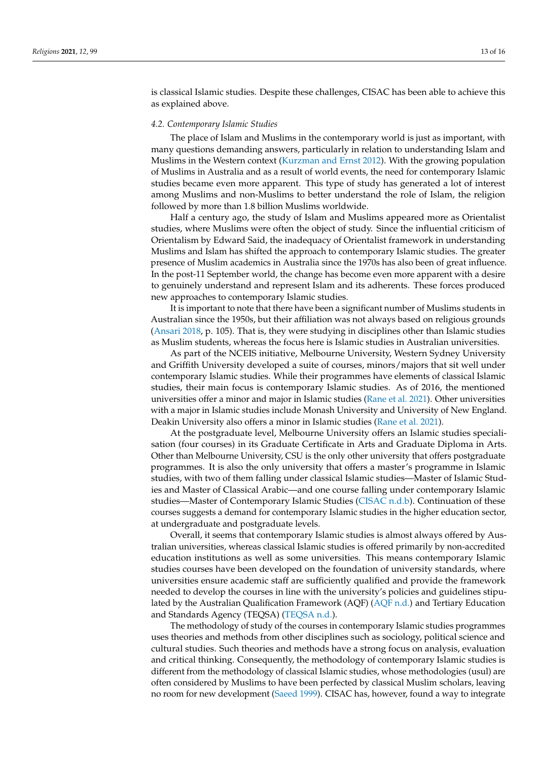is classical Islamic studies. Despite these challenges, CISAC has been able to achieve this as explained above.

### *4.2. Contemporary Islamic Studies*

The place of Islam and Muslims in the contemporary world is just as important, with many questions demanding answers, particularly in relation to understanding Islam and Muslims in the Western context (Kurzman and Ernst 2012). With the growing population of Muslims in Australia and as a result of world events, the need for contemporary Islamic studies became even more apparent. This type of study has generated a lot of interest among Muslims and non-Muslims to better understand the role of Islam, the religion followed by more than 1.8 billion Muslims worldwide.

Half a century ago, the study of Islam and Muslims appeared more as Orientalist studies, where Muslims were often the object of study. Since the influential criticism of Orientalism by Edward Said, the inadequacy of Orientalist framework in understanding Muslims and Islam has shifted the approach to contemporary Islamic studies. The greater presence of Muslim academics in Australia since the 1970s has also been of great influence. In the post-11 September world, the change has become even more apparent with a desire to genuinely understand and represent Islam and its adherents. These forces produced new approaches to contemporary Islamic studies.

It is important to note that there have been a significant number of Muslims students in Australian since the 1950s, but their affiliation was not always based on religious grounds (Ansari 2018, p. 105). That is, they were studying in disciplines other than Islamic studies as Muslim students, whereas the focus here is Islamic studies in Australian universities.

As part of the NCEIS initiative, Melbourne University, Western Sydney University and Griffith University developed a suite of courses, minors/majors that sit well under contemporary Islamic studies. While their programmes have elements of classical Islamic studies, their main focus is contemporary Islamic studies. As of 2016, the mentioned universities offer a minor and major in Islamic studies (Rane et al. 2021). Other universities with a major in Islamic studies include Monash University and University of New England. Deakin University also offers a minor in Islamic studies (Rane et al. 2021).

At the postgraduate level, Melbourne University offers an Islamic studies specialisation (four courses) in its Graduate Certificate in Arts and Graduate Diploma in Arts. Other than Melbourne University, CSU is the only other university that offers postgraduate programmes. It is also the only university that offers a master's programme in Islamic studies, with two of them falling under classical Islamic studies—Master of Islamic Studies and Master of Classical Arabic—and one course falling under contemporary Islamic studies—Master of Contemporary Islamic Studies (CISAC n.d.b). Continuation of these courses suggests a demand for contemporary Islamic studies in the higher education sector, at undergraduate and postgraduate levels.

Overall, it seems that contemporary Islamic studies is almost always offered by Australian universities, whereas classical Islamic studies is offered primarily by non-accredited education institutions as well as some universities. This means contemporary Islamic studies courses have been developed on the foundation of university standards, where universities ensure academic staff are sufficiently qualified and provide the framework needed to develop the courses in line with the university's policies and guidelines stipulated by the Australian Qualification Framework (AQF) (AQF n.d.) and Tertiary Education and Standards Agency (TEQSA) (TEQSA n.d.).

The methodology of study of the courses in contemporary Islamic studies programmes uses theories and methods from other disciplines such as sociology, political science and cultural studies. Such theories and methods have a strong focus on analysis, evaluation and critical thinking. Consequently, the methodology of contemporary Islamic studies is different from the methodology of classical Islamic studies, whose methodologies (usul) are often considered by Muslims to have been perfected by classical Muslim scholars, leaving no room for new development (Saeed 1999). CISAC has, however, found a way to integrate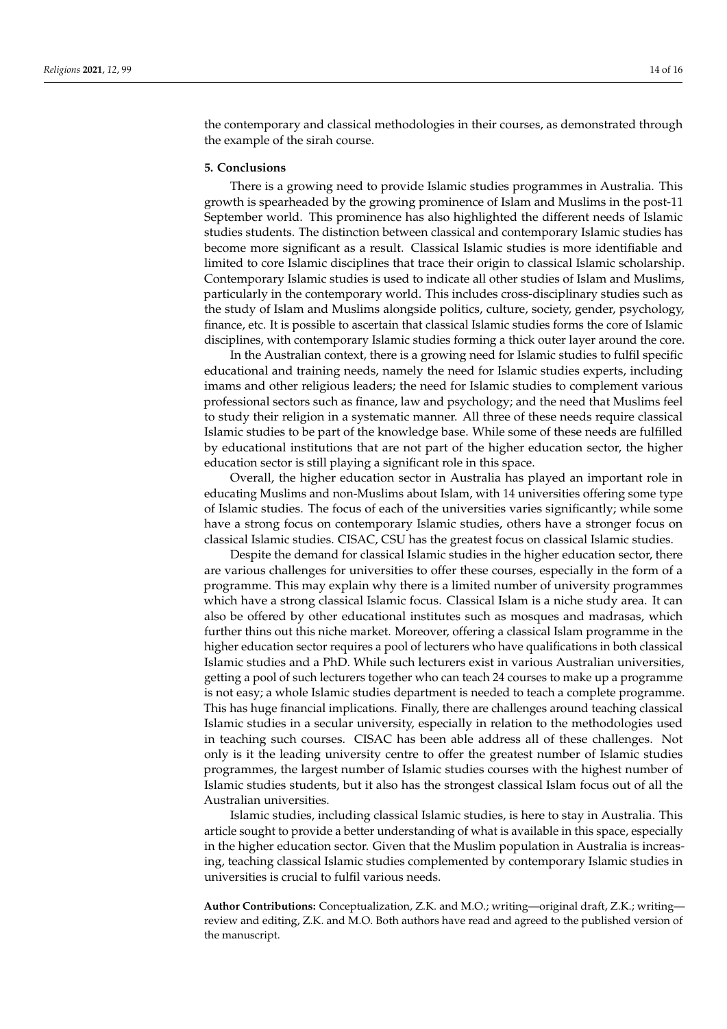the contemporary and classical methodologies in their courses, as demonstrated through the example of the sirah course.

## 5. Conclusions

There is a growing need to provide Islamic studies programmes in Australia. This growth is spearheaded by the growing prominence of Islam and Muslims in the post-11 September world. This prominence has also highlighted the different needs of Islamic studies students. The distinction between classical and contemporary Islamic studies has become more significant as a result. Classical Islamic studies is more identifiable and limited to core Islamic disciplines that trace their origin to classical Islamic scholarship. Contemporary Islamic studies is used to indicate all other studies of Islam and Muslims, particularly in the contemporary world. This includes cross-disciplinary studies such as the study of Islam and Muslims alongside politics, culture, society, gender, psychology, finance, etc. It is possible to ascertain that classical Islamic studies forms the core of Islamic disciplines, with contemporary Islamic studies forming a thick outer layer around the core.

In the Australian context, there is a growing need for Islamic studies to fulfil specific educational and training needs, namely the need for Islamic studies experts, including imams and other religious leaders; the need for Islamic studies to complement various professional sectors such as finance, law and psychology; and the need that Muslims feel to study their religion in a systematic manner. All three of these needs require classical Islamic studies to be part of the knowledge base. While some of these needs are fulfilled by educational institutions that are not part of the higher education sector, the higher education sector is still playing a significant role in this space.

Overall, the higher education sector in Australia has played an important role in educating Muslims and non-Muslims about Islam, with 14 universities offering some type of Islamic studies. The focus of each of the universities varies significantly; while some have a strong focus on contemporary Islamic studies, others have a stronger focus on classical Islamic studies. CISAC, CSU has the greatest focus on classical Islamic studies.

Despite the demand for classical Islamic studies in the higher education sector, there are various challenges for universities to offer these courses, especially in the form of a programme. This may explain why there is a limited number of university programmes which have a strong classical Islamic focus. Classical Islam is a niche study area. It can also be offered by other educational institutes such as mosques and madrasas, which further thins out this niche market. Moreover, offering a classical Islam programme in the higher education sector requires a pool of lecturers who have qualifications in both classical Islamic studies and a PhD. While such lecturers exist in various Australian universities, getting a pool of such lecturers together who can teach 24 courses to make up a programme is not easy; a whole Islamic studies department is needed to teach a complete programme. This has huge financial implications. Finally, there are challenges around teaching classical Islamic studies in a secular university, especially in relation to the methodologies used in teaching such courses. CISAC has been able address all of these challenges. Not only is it the leading university centre to offer the greatest number of Islamic studies programmes, the largest number of Islamic studies courses with the highest number of Islamic studies students, but it also has the strongest classical Islam focus out of all the Australian universities.

Islamic studies, including classical Islamic studies, is here to stay in Australia. This article sought to provide a better understanding of what is available in this space, especially in the higher education sector. Given that the Muslim population in Australia is increasing, teaching classical Islamic studies complemented by contemporary Islamic studies in universities is crucial to fulfil various needs.

**Author Contributions:** Conceptualization, Z.K. and M.O.; writing—original draft, Z.K.; writing—review and editing, Z.K. and M.O. Both authors have read and agreed to the published version of the manuscript.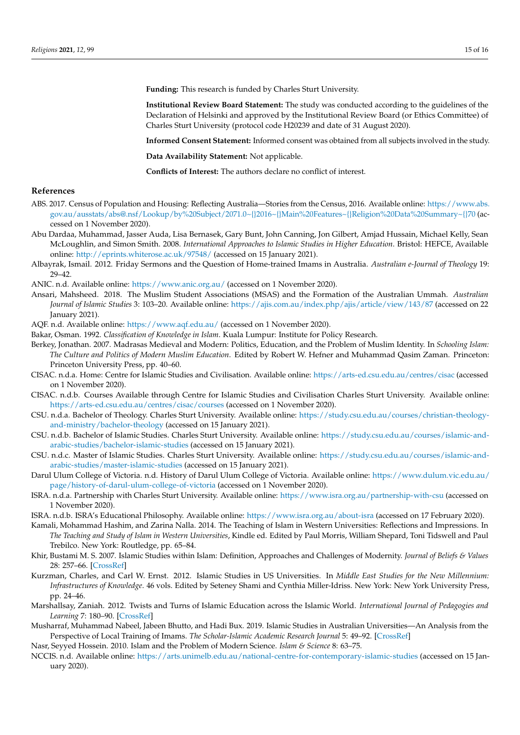**Funding:** This research is funded by Charles Sturt University.

**Institutional Review Board Statement:** The study was conducted according to the guidelines of the Declaration of Helsinki and approved by the Institutional Review Board (or Ethics Committee) of Charles Sturt University (protocol code H20239 and date of 31 August 2020).

**Informed Consent Statement:** Informed consent was obtained from all subjects involved in the study.

**Data Availability Statement:** Not applicable.

**Conflicts of Interest:** The authors declare no conflict of interest.

## References

ABS. 2017. Census of Population and Housing: Reflecting Australia—Stories from the Census, 2016. Available online: https://www.abs.gov.au/ausstats/abs@.nsf/Lookup/by%20Subject/2071.0~{}2016~{}Main%20Features~{}Religion%20Data%20Summary~{}70 (accessed on 1 November 2020).

Abu Dardaa, Muhammad, Jasser Auda, Lisa Bernasek, Gary Bunt, John Canning, Jon Gilbert, Amjad Hussain, Michael Kelly, Sean McLoughlin, and Simon Smith. 2008. *International Approaches to Islamic Studies in Higher Education*. Bristol: HEFCE, Available online: http://eprints.whiterose.ac.uk/97548/ (accessed on 15 January 2021).

Albayrak, Ismail. 2012. Friday Sermons and the Question of Home-trained Imams in Australia. *Australian e-Journal of Theology* 19: 29–42.

ANIC. n.d. Available online: https://www.anic.org.au/ (accessed on 1 November 2020).

Ansari, Mahsheed. 2018. The Muslim Student Associations (MSAS) and the Formation of the Australian Ummah. *Australian Journal of Islamic Studies* 3: 103–20. Available online: https://ajis.com.au/index.php/ajis/article/view/143/87 (accessed on 22 January 2021).

AQF. n.d. Available online: https://www.aqf.edu.au/ (accessed on 1 November 2020).

Bakar, Osman. 1992. *Classification of Knowledge in Islam*. Kuala Lumpur: Institute for Policy Research.

Berkey, Jonathan. 2007. Madrasas Medieval and Modern: Politics, Education, and the Problem of Muslim Identity. In *Schooling Islam: The Culture and Politics of Modern Muslim Education*. Edited by Robert W. Hefner and Muhammad Qasim Zaman. Princeton: Princeton University Press, pp. 40–60.

CISAC. n.d.a. Home: Centre for Islamic Studies and Civilisation. Available online: https://arts-ed.csu.edu.au/centres/cisac (accessed on 1 November 2020).

CISAC. n.d.b. Courses Available through Centre for Islamic Studies and Civilisation Charles Sturt University. Available online: https://arts-ed.csu.edu.au/centres/cisac/courses (accessed on 1 November 2020).

CSU. n.d.a. Bachelor of Theology. Charles Sturt University. Available online: https://study.csu.edu.au/courses/christian-theology-and-ministry/bachelor-theology (accessed on 15 January 2021).

CSU. n.d.b. Bachelor of Islamic Studies. Charles Sturt University. Available online: https://study.csu.edu.au/courses/islamic-and-arabic-studies/bachelor-islamic-studies (accessed on 15 January 2021).

CSU. n.d.c. Master of Islamic Studies. Charles Sturt University. Available online: https://study.csu.edu.au/courses/islamic-and-arabic-studies/master-islamic-studies (accessed on 15 January 2021).

Darul Ulum College of Victoria. n.d. History of Darul Ulum College of Victoria. Available online: https://www.dulum.vic.edu.au/page/history-of-darul-ulum-college-of-victoria (accessed on 1 November 2020).

ISRA. n.d.a. Partnership with Charles Sturt University. Available online: https://www.isra.org.au/partnership-with-csu (accessed on 1 November 2020).

ISRA. n.d.b. ISRA's Educational Philosophy. Available online: https://www.isra.org.au/about-isra (accessed on 17 February 2020).

Kamali, Mohammad Hashim, and Zarina Nalla. 2014. The Teaching of Islam in Western Universities: Reflections and Impressions. In *The Teaching and Study of Islam in Western Universities*, Kindle ed. Edited by Paul Morris, William Shepard, Toni Tidswell and Paul Trebilco. New York: Routledge, pp. 65–84.

Khir, Bustami M. S. 2007. Islamic Studies within Islam: Definition, Approaches and Challenges of Modernity. *Journal of Beliefs & Values* 28: 257–66. [CrossRef]

Kurzman, Charles, and Carl W. Ernst. 2012. Islamic Studies in US Universities. In *Middle East Studies for the New Millennium: Infrastructures of Knowledge*. 46 vols. Edited by Seteney Shami and Cynthia Miller-Idriss. New York: New York University Press, pp. 24–46.

Marshallsay, Zaniah. 2012. Twists and Turns of Islamic Education across the Islamic World. *International Journal of Pedagogies and Learning* 7: 180–90. [CrossRef]

Musharraf, Muhammad Nabeel, Jabeen Bhutto, and Hadi Bux. 2019. Islamic Studies in Australian Universities—An Analysis from the Perspective of Local Training of Imams. *The Scholar-Islamic Academic Research Journal* 5: 49–92. [CrossRef]

Nasr, Seyyed Hossein. 2010. Islam and the Problem of Modern Science. *Islam & Science* 8: 63–75.

NCCIS. n.d. Available online: https://arts.unimelb.edu.au/national-centre-for-contemporary-islamic-studies (accessed on 15 January 2020).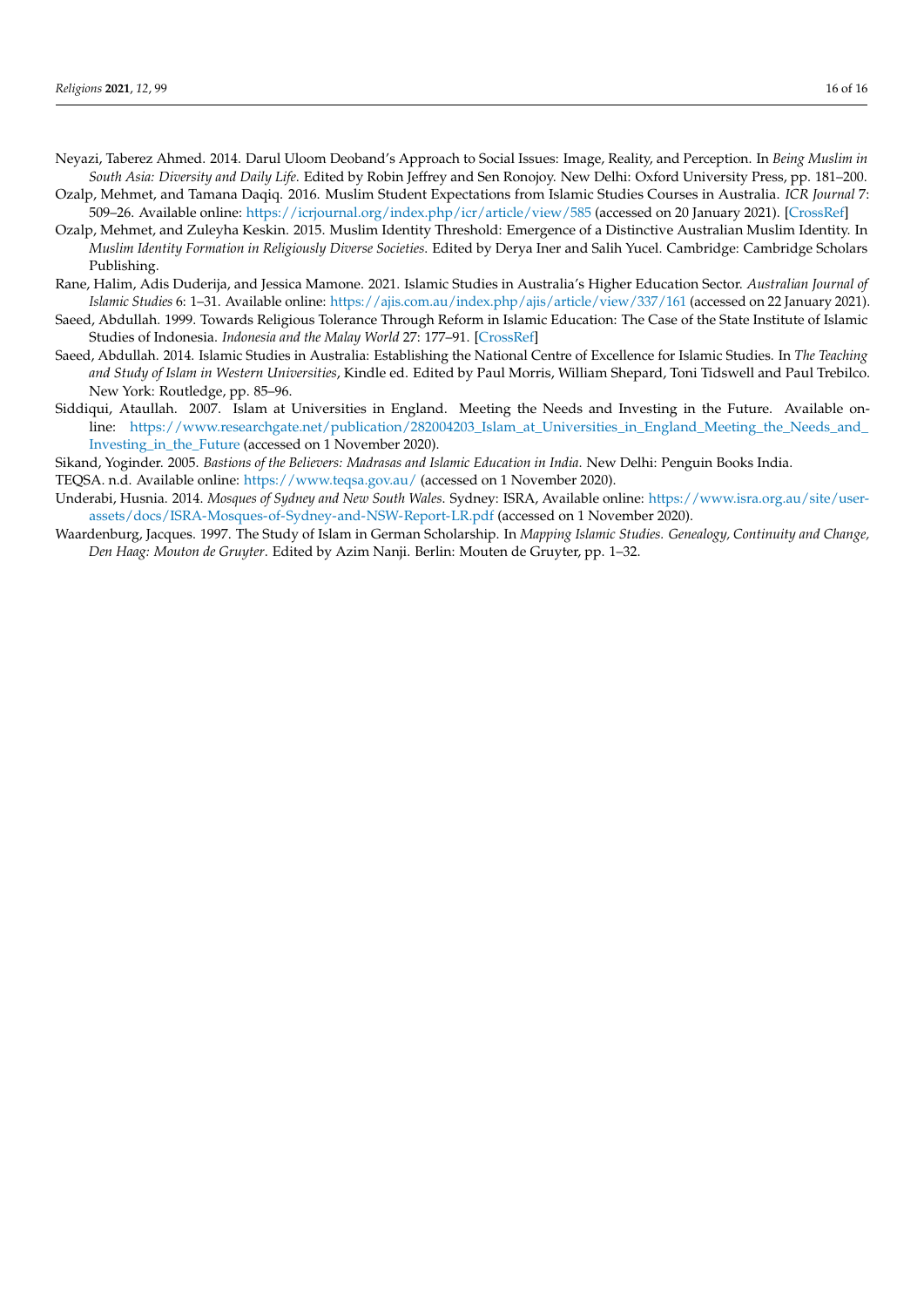Neyazi, Taberez Ahmed. 2014. Darul Uloom Deoband's Approach to Social Issues: Image, Reality, and Perception. In *Being Muslim in South Asia: Diversity and Daily Life*. Edited by Robin Jeffrey and Sen Ronojoy. New Delhi: Oxford University Press, pp. 181–200.

Ozalp, Mehmet, and Tamana Daqiq. 2016. Muslim Student Expectations from Islamic Studies Courses in Australia. *ICR Journal* 7: 509–26. Available online: https://icrjournal.org/index.php/icr/article/view/585 (accessed on 20 January 2021). [CrossRef]

Ozalp, Mehmet, and Zuleyha Keskin. 2015. Muslim Identity Threshold: Emergence of a Distinctive Australian Muslim Identity. In *Muslim Identity Formation in Religiously Diverse Societies*. Edited by Derya Iner and Salih Yucel. Cambridge: Cambridge Scholars Publishing.

Rane, Halim, Adis Duderija, and Jessica Mamone. 2021. Islamic Studies in Australia's Higher Education Sector. *Australian Journal of Islamic Studies* 6: 1–31. Available online: https://ajis.com.au/index.php/ajis/article/view/337/161 (accessed on 22 January 2021).

Saeed, Abdullah. 1999. Towards Religious Tolerance Through Reform in Islamic Education: The Case of the State Institute of Islamic Studies of Indonesia. *Indonesia and the Malay World* 27: 177–91. [CrossRef]

Saeed, Abdullah. 2014. Islamic Studies in Australia: Establishing the National Centre of Excellence for Islamic Studies. In *The Teaching and Study of Islam in Western Universities*, Kindle ed. Edited by Paul Morris, William Shepard, Toni Tidswell and Paul Trebilco. New York: Routledge, pp. 85–96.

Siddiqui, Ataullah. 2007. Islam at Universities in England. Meeting the Needs and Investing in the Future. Available online: https://www.researchgate.net/publication/282004203_Islam_at_Universities_in_England_Meeting_the_Needs_and_Investing_in_the_Future (accessed on 1 November 2020).

Sikand, Yoginder. 2005. *Bastions of the Believers: Madrasas and Islamic Education in India*. New Delhi: Penguin Books India.

TEQSA. n.d. Available online: https://www.teqsa.gov.au/ (accessed on 1 November 2020).

Underabi, Husnia. 2014. *Mosques of Sydney and New South Wales*. Sydney: ISRA, Available online: https://www.isra.org.au/site/user-assets/docs/ISRA-Mosques-of-Sydney-and-NSW-Report-LR.pdf (accessed on 1 November 2020).

Waardenburg, Jacques. 1997. The Study of Islam in German Scholarship. In *Mapping Islamic Studies. Genealogy, Continuity and Change, Den Haag: Mouton de Gruyter*. Edited by Azim Nanji. Berlin: Mouten de Gruyter, pp. 1–32.